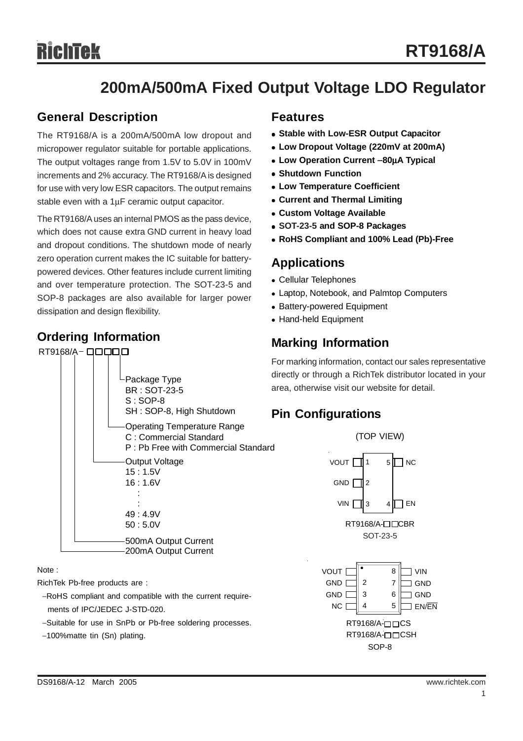# RT9168/A

## 200mA/500mA Fixed Output Voltage LDO Regulator

## General Description

The RT9168/A is a 200mA/500mA low dropout and micropower regulator suitable for portable applications. The output voltages range from 1.5V to 5.0V in 100mV increments and 2% accuracy. The RT9168/A is designed for use with very low ESR capacitors. The output remains stable even with a 1μF ceramic output capacitor.

The RT9168/A uses an internal PMOS as the pass device, which does not cause extra GND current in heavy load and dropout conditions. The shutdown mode of nearly zero operation current makes the IC suitable for battery-powered devices. Other features include current limiting and over temperature protection. The SOT-23-5 and SOP-8 packages are also available for larger power dissipation and design flexibility.

## Ordering Information

RT9168/A-□□□□□

- Package Type
  - BR : SOT-23-5
  - S : SOP-8
  - SH : SOP-8, High Shutdown
- Operating Temperature Range
  - C : Commercial Standard
  - P : Pb Free with Commercial Standard
- Output Voltage
  - 15 : 1.5V
  - 16 : 1.6V
  - :
  - :
  - 49 : 4.9V
  - 50 : 5.0V
- 500mA Output Current
- 200mA Output Current

Note :

RichTek Pb-free products are :

- −RoHS compliant and compatible with the current requirements of IPC/JEDEC J-STD-020.
- −Suitable for use in SnPb or Pb-free soldering processes.
- −100%matte tin (Sn) plating.

## Features

- **Stable with Low-ESR Output Capacitor**
- **Low Dropout Voltage (220mV at 200mA)**
- **Low Operation Current −80μA Typical**
- **Shutdown Function**
- **Low Temperature Coefficient**
- **Current and Thermal Limiting**
- **Custom Voltage Available**
- **SOT-23-5 and SOP-8 Packages**
- **RoHS Compliant and 100% Lead (Pb)-Free**

## Applications

- Cellular Telephones
- Laptop, Notebook, and Palmtop Computers
- Battery-powered Equipment
- Hand-held Equipment

## Marking Information

For marking information, contact our sales representative directly or through a RichTek distributor located in your area, otherwise visit our website for detail.

## Pin Configurations

(TOP VIEW)

SOT-23-5 (RT9168/A-□□CBR):

| Pin | Name | Pin | Name |
|---|---|---|---|
| 1 | VOUT | 5 | NC |
| 2 | GND | | |
| 3 | VIN | 4 | EN |

SOP-8 (RT9168/A-□□CS, RT9168/A-□□CSH):

| Pin | Name | Pin | Name |
|---|---|---|---|
| 1 | VOUT | 8 | VIN |
| 2 | GND | 7 | GND |
| 3 | GND | 6 | GND |
| 4 | NC | 5 | EN/$\overline{EN}$ |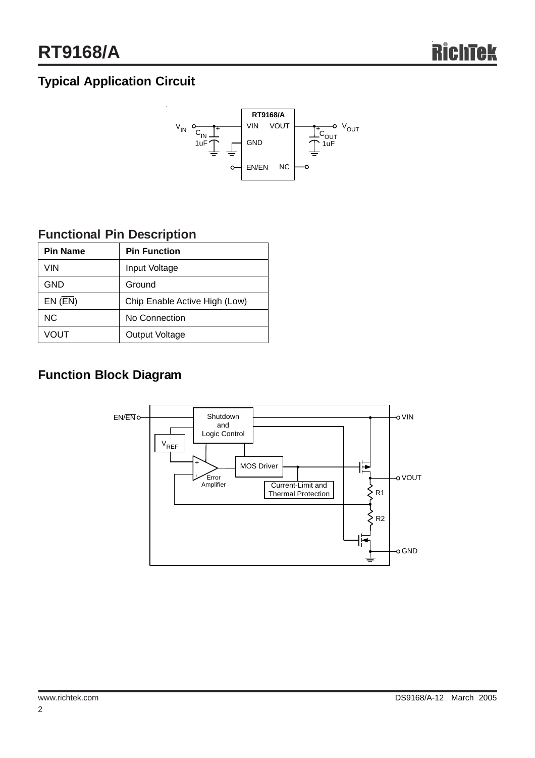## Typical Application Circuit

## Functional Pin Description

| Pin Name | Pin Function |
|---|---|
| VIN | Input Voltage |
| GND | Ground |
| EN ($\overline{EN}$) | Chip Enable Active High (Low) |
| NC | No Connection |
| VOUT | Output Voltage |

## Function Block Diagram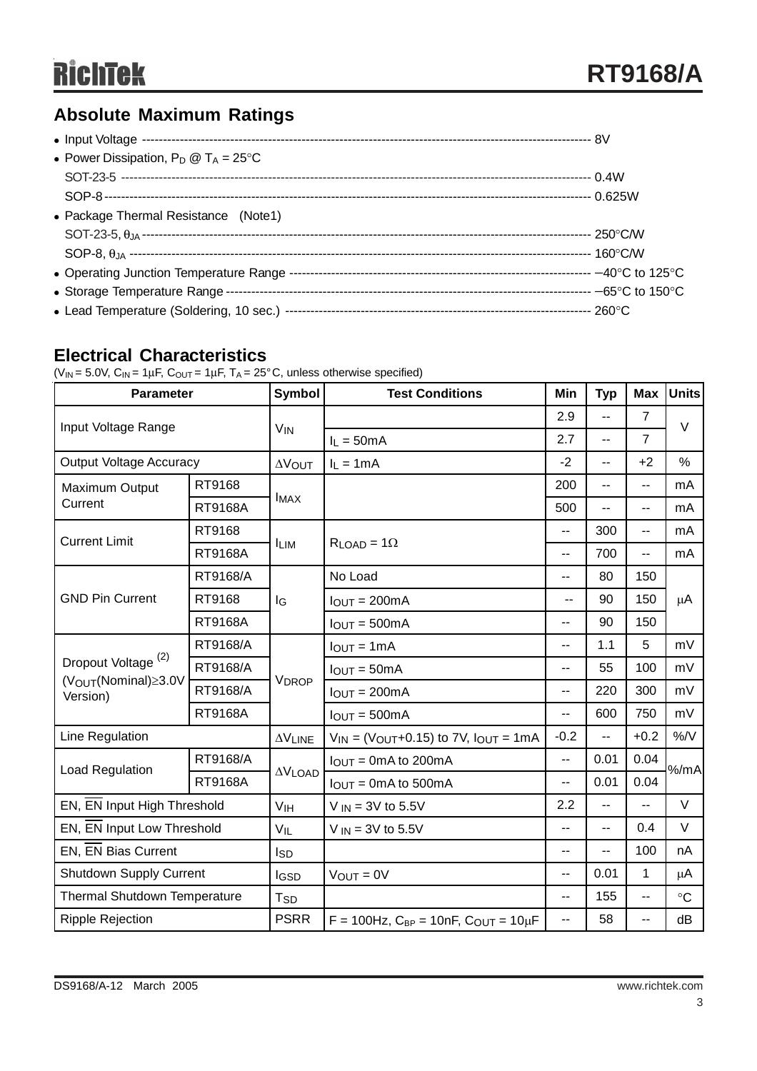## Absolute Maximum Ratings

- Input Voltage ------------------------------------------------------------------------------------------------------- 8V
- Power Dissipation, $P_D$ @ $T_A$ = 25°C
  SOT-23-5 ---------------------------------------------------------------------------------------------------------- 0.4W
  SOP-8 --------------------------------------------------------------------------------------------------------------- 0.625W
- Package Thermal Resistance (Note1)
  SOT-23-5, $\theta_{JA}$ ------------------------------------------------------------------------------------------------ 250°C/W
  SOP-8, $\theta_{JA}$ ---------------------------------------------------------------------------------------------------- 160°C/W
- Operating Junction Temperature Range --------------------------------------------------------------------- −40°C to 125°C
- Storage Temperature Range ------------------------------------------------------------------------------------ −65°C to 150°C
- Lead Temperature (Soldering, 10 sec.) -------------------------------------------------------------------- 260°C

## Electrical Characteristics

($V_{IN}$ = 5.0V, $C_{IN}$ = 1μF, $C_{OUT}$ = 1μF, $T_A$ = 25°C, unless otherwise specified)

| Parameter | | Symbol | Test Conditions | Min | Typ | Max | Units |
|---|---|---|---|---|---|---|---|
| Input Voltage Range | | $V_{IN}$ | | 2.9 | -- | 7 | V |
| | | | $I_L$ = 50mA | 2.7 | -- | 7 | |
| Output Voltage Accuracy | | $\Delta V_{OUT}$ | $I_L$ = 1mA | -2 | -- | +2 | % |
| Maximum Output Current | RT9168 | $I_{MAX}$ | | 200 | -- | -- | mA |
| | RT9168A | | | 500 | -- | -- | mA |
| Current Limit | RT9168 | $I_{LIM}$ | $R_{LOAD}$ = 1Ω | -- | 300 | -- | mA |
| | RT9168A | | | -- | 700 | -- | mA |
| GND Pin Current | RT9168/A | $I_G$ | No Load | -- | 80 | 150 | μA |
| | RT9168 | | $I_{OUT}$ = 200mA | -- | 90 | 150 | |
| | RT9168A | | $I_{OUT}$ = 500mA | -- | 90 | 150 | |
| Dropout Voltage [(2)] ($V_{OUT}$(Nominal)≥3.0V Version) | RT9168/A | $V_{DROP}$ | $I_{OUT}$ = 1mA | -- | 1.1 | 5 | mV |
| | RT9168/A | | $I_{OUT}$ = 50mA | -- | 55 | 100 | mV |
| | RT9168/A | | $I_{OUT}$ = 200mA | -- | 220 | 300 | mV |
| | RT9168A | | $I_{OUT}$ = 500mA | -- | 600 | 750 | mV |
| Line Regulation | | $\Delta V_{LINE}$ | $V_{IN}$ = ($V_{OUT}$+0.15) to 7V, $I_{OUT}$ = 1mA | -0.2 | -- | +0.2 | %/V |
| Load Regulation | RT9168/A | $\Delta V_{LOAD}$ | $I_{OUT}$ = 0mA to 200mA | -- | 0.01 | 0.04 | %/mA |
| | RT9168A | | $I_{OUT}$ = 0mA to 500mA | -- | 0.01 | 0.04 | |
| EN, $\overline{EN}$ Input High Threshold | | $V_{IH}$ | $V_{IN}$ = 3V to 5.5V | 2.2 | -- | -- | V |
| EN, $\overline{EN}$ Input Low Threshold | | $V_{IL}$ | $V_{IN}$ = 3V to 5.5V | -- | -- | 0.4 | V |
| EN, $\overline{EN}$ Bias Current | | $I_{SD}$ | | -- | -- | 100 | nA |
| Shutdown Supply Current | | $I_{GSD}$ | $V_{OUT}$ = 0V | -- | 0.01 | 1 | μA |
| Thermal Shutdown Temperature | | $T_{SD}$ | | -- | 155 | -- | °C |
| Ripple Rejection | | PSRR | F = 100Hz, $C_{BP}$ = 10nF, $C_{OUT}$ = 10μF | -- | 58 | -- | dB |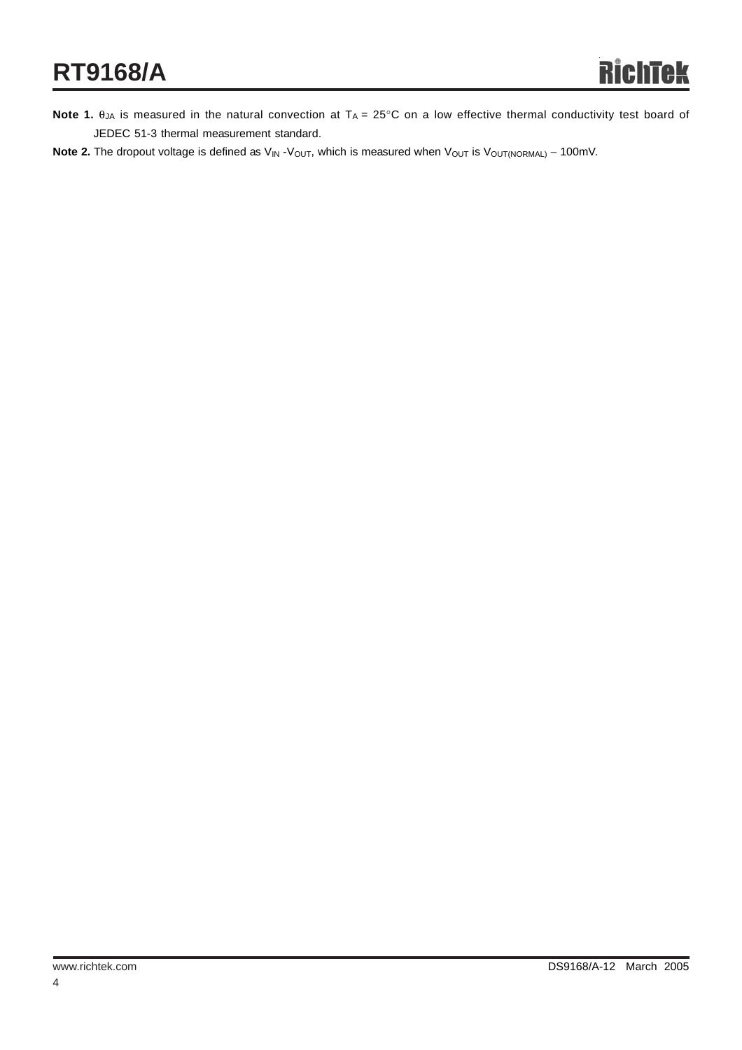**Note 1.** $\theta_{JA}$ is measured in the natural convection at $T_A = 25°C$ on a low effective thermal conductivity test board of JEDEC 51-3 thermal measurement standard.

**Note 2.** The dropout voltage is defined as $V_{IN}$ -$V_{OUT}$, which is measured when $V_{OUT}$ is $V_{OUT(NORMAL)}$ − 100mV.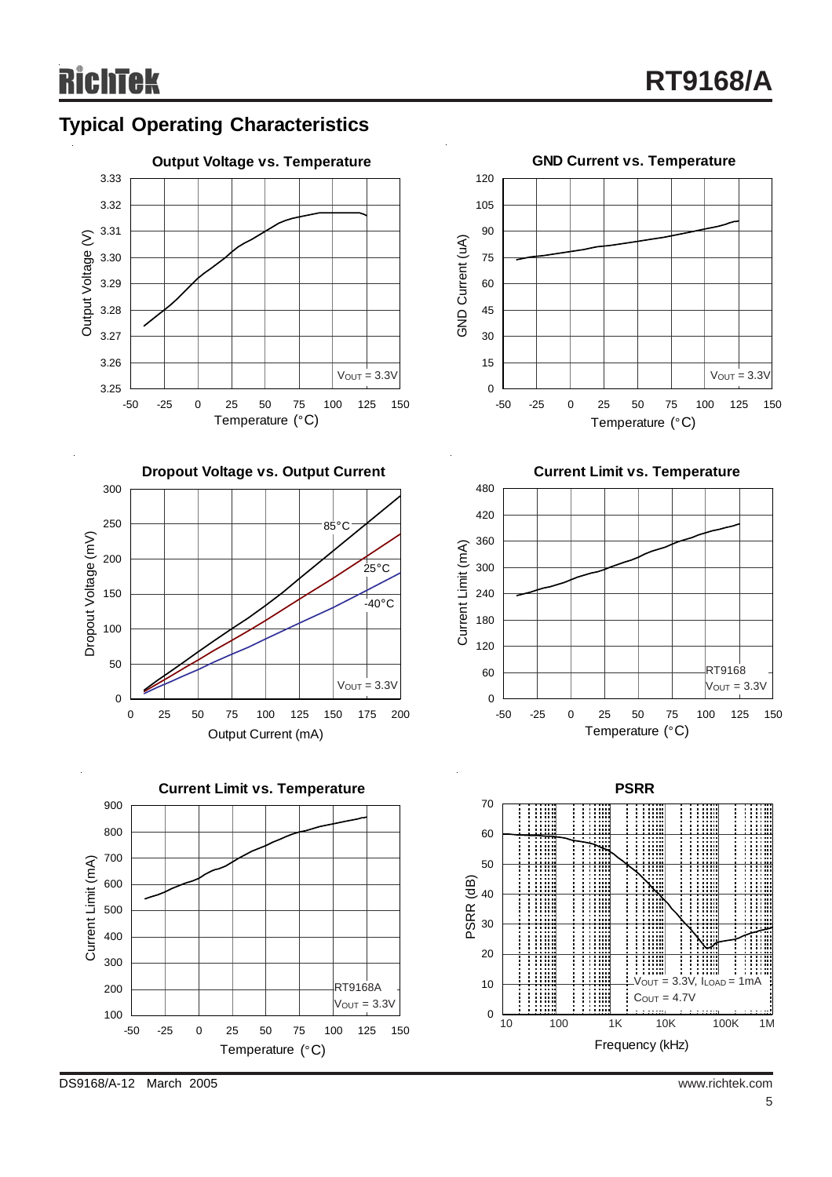## Typical Operating Characteristics

**Output Voltage vs. Temperature**

Output Voltage (V) vs. Temperature (°C); $V_{OUT}$ = 3.3V

**GND Current vs. Temperature**

GND Current (uA) vs. Temperature (°C); $V_{OUT}$ = 3.3V

**Dropout Voltage vs. Output Current**

Dropout Voltage (mV) vs. Output Current (mA); 85°C, 25°C, -40°C; $V_{OUT}$ = 3.3V

**Current Limit vs. Temperature**

Current Limit (mA) vs. Temperature (°C); RT9168, $V_{OUT}$ = 3.3V

**Current Limit vs. Temperature**

Current Limit (mA) vs. Temperature (°C); RT9168A, $V_{OUT}$ = 3.3V

**PSRR**

PSRR (dB) vs. Frequency (kHz); $V_{OUT}$ = 3.3V, $I_{LOAD}$ = 1mA, $C_{OUT}$ = 4.7V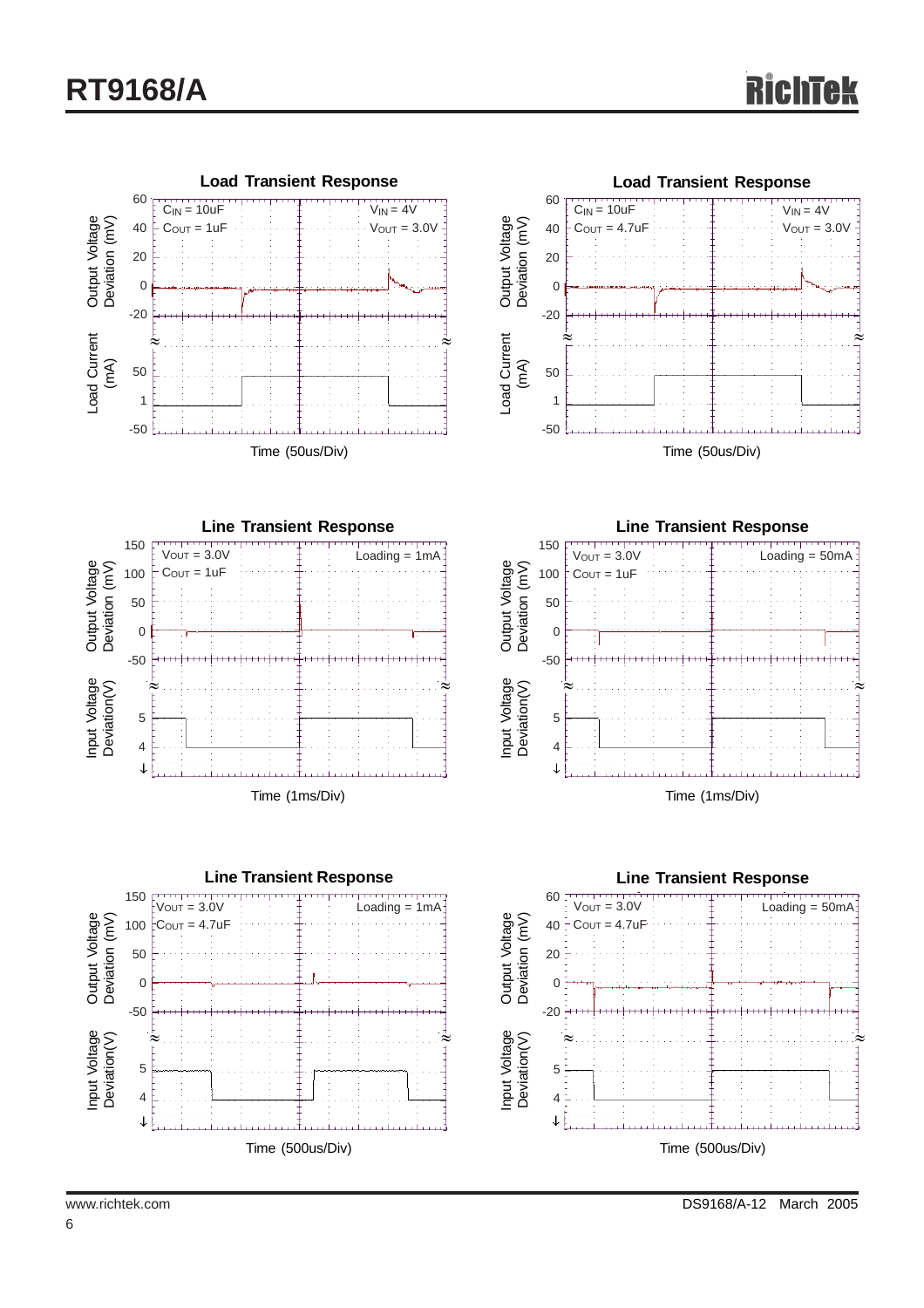**Load Transient Response**

$C_{IN}$ = 10uF
$C_{OUT}$ = 1uF
$V_{IN}$ = 4V
$V_{OUT}$ = 3.0V

Output Voltage Deviation (mV): 60, 40, 20, 0, -20
Load Current (mA): 50, 1, -50

Time (50us/Div)

**Load Transient Response**

$C_{IN}$ = 10uF
$C_{OUT}$ = 4.7uF
$V_{IN}$ = 4V
$V_{OUT}$ = 3.0V

Output Voltage Deviation (mV): 60, 40, 20, 0, -20
Load Current (mA): 50, 1, -50

Time (50us/Div)

**Line Transient Response**

$V_{OUT}$ = 3.0V
$C_{OUT}$ = 1uF
Loading = 1mA

Output Voltage Deviation (mV): 150, 100, 50, 0, -50
Input Voltage Deviation(V): 5, 4

Time (1ms/Div)

**Line Transient Response**

$V_{OUT}$ = 3.0V
$C_{OUT}$ = 1uF
Loading = 50mA

Output Voltage Deviation (mV): 150, 100, 50, 0, -50
Input Voltage Deviation(V): 5, 4

Time (1ms/Div)

**Line Transient Response**

$V_{OUT}$ = 3.0V
$C_{OUT}$ = 4.7uF
Loading = 1mA

Output Voltage Deviation (mV): 150, 100, 50, 0, -50
Input Voltage Deviation(V): 5, 4

Time (500us/Div)

**Line Transient Response**

$V_{OUT}$ = 3.0V
$C_{OUT}$ = 4.7uF
Loading = 50mA

Output Voltage Deviation (mV): 60, 40, 20, 0, -20
Input Voltage Deviation(V): 5, 4

Time (500us/Div)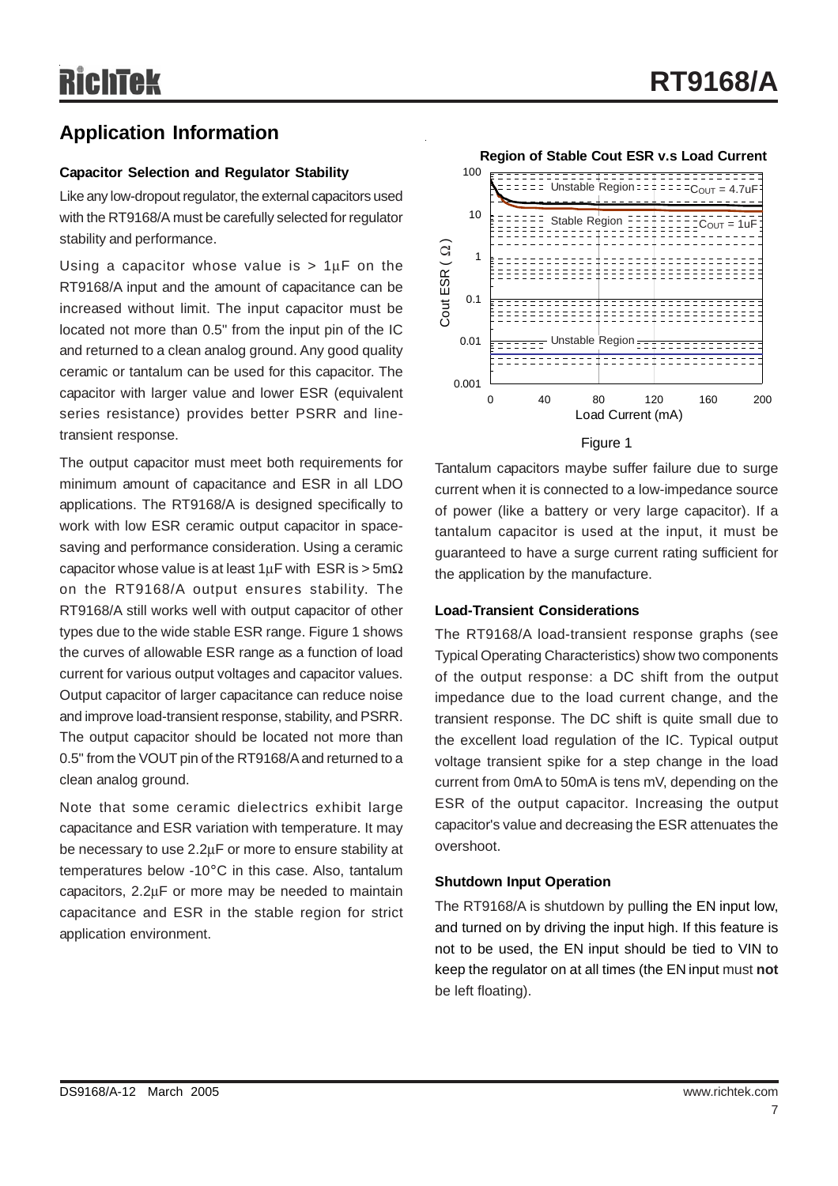## Application Information

### Capacitor Selection and Regulator Stability

Like any low-dropout regulator, the external capacitors used with the RT9168/A must be carefully selected for regulator stability and performance.

Using a capacitor whose value is > 1μF on the RT9168/A input and the amount of capacitance can be increased without limit. The input capacitor must be located not more than 0.5" from the input pin of the IC and returned to a clean analog ground. Any good quality ceramic or tantalum can be used for this capacitor. The capacitor with larger value and lower ESR (equivalent series resistance) provides better PSRR and line-transient response.

The output capacitor must meet both requirements for minimum amount of capacitance and ESR in all LDO applications. The RT9168/A is designed specifically to work with low ESR ceramic output capacitor in space-saving and performance consideration. Using a ceramic capacitor whose value is at least 1μF with ESR is > 5mΩ on the RT9168/A output ensures stability. The RT9168/A still works well with output capacitor of other types due to the wide stable ESR range. Figure 1 shows the curves of allowable ESR range as a function of load current for various output voltages and capacitor values. Output capacitor of larger capacitance can reduce noise and improve load-transient response, stability, and PSRR. The output capacitor should be located not more than 0.5" from the VOUT pin of the RT9168/A and returned to a clean analog ground.

Note that some ceramic dielectrics exhibit large capacitance and ESR variation with temperature. It may be necessary to use 2.2μF or more to ensure stability at temperatures below -10°C in this case. Also, tantalum capacitors, 2.2μF or more may be needed to maintain capacitance and ESR in the stable region for strict application environment.

**Region of Stable Cout ESR v.s Load Current**

(Chart: Cout ESR (Ω) from 0.001 to 100 vs Load Current (mA) from 0 to 200; labels: Unstable Region, $C_{OUT}$ = 4.7uF, Stable Region, $C_{OUT}$ = 1uF, Unstable Region)

Figure 1

Tantalum capacitors maybe suffer failure due to surge current when it is connected to a low-impedance source of power (like a battery or very large capacitor). If a tantalum capacitor is used at the input, it must be guaranteed to have a surge current rating sufficient for the application by the manufacture.

### Load-Transient Considerations

The RT9168/A load-transient response graphs (see Typical Operating Characteristics) show two components of the output response: a DC shift from the output impedance due to the load current change, and the transient response. The DC shift is quite small due to the excellent load regulation of the IC. Typical output voltage transient spike for a step change in the load current from 0mA to 50mA is tens mV, depending on the ESR of the output capacitor. Increasing the output capacitor's value and decreasing the ESR attenuates the overshoot.

### Shutdown Input Operation

The RT9168/A is shutdown by pulling the EN input low, and turned on by driving the input high. If this feature is not to be used, the EN input should be tied to VIN to keep the regulator on at all times (the EN input must **not** be left floating).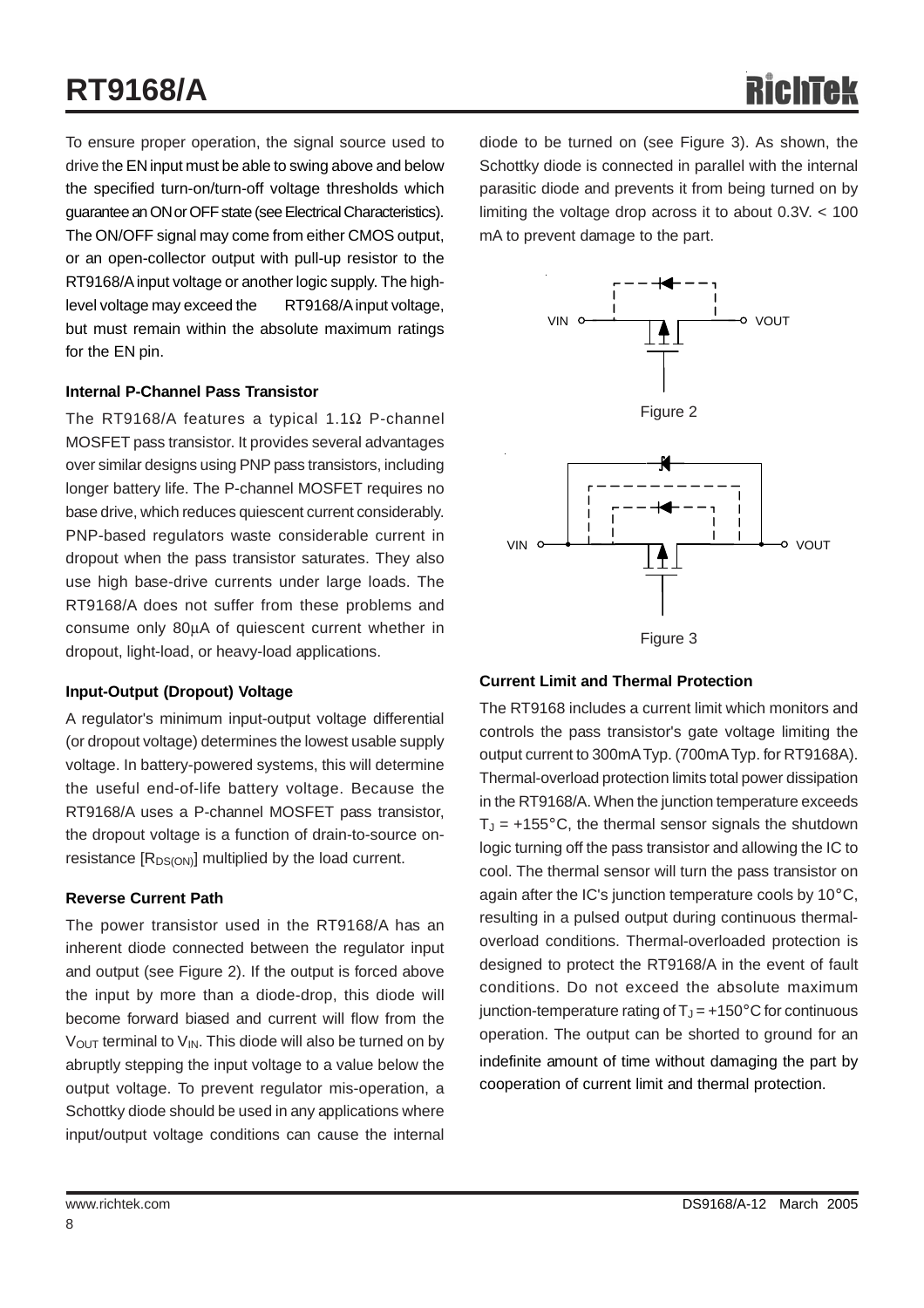To ensure proper operation, the signal source used to drive the EN input must be able to swing above and below the specified turn-on/turn-off voltage thresholds which guarantee an ON or OFF state (see Electrical Characteristics). The ON/OFF signal may come from either CMOS output, or an open-collector output with pull-up resistor to the RT9168/A input voltage or another logic supply. The high-level voltage may exceed the RT9168/A input voltage, but must remain within the absolute maximum ratings for the EN pin.

**Internal P-Channel Pass Transistor**

The RT9168/A features a typical 1.1Ω P-channel MOSFET pass transistor. It provides several advantages over similar designs using PNP pass transistors, including longer battery life. The P-channel MOSFET requires no base drive, which reduces quiescent current considerably. PNP-based regulators waste considerable current in dropout when the pass transistor saturates. They also use high base-drive currents under large loads. The RT9168/A does not suffer from these problems and consume only 80μA of quiescent current whether in dropout, light-load, or heavy-load applications.

**Input-Output (Dropout) Voltage**

A regulator's minimum input-output voltage differential (or dropout voltage) determines the lowest usable supply voltage. In battery-powered systems, this will determine the useful end-of-life battery voltage. Because the RT9168/A uses a P-channel MOSFET pass transistor, the dropout voltage is a function of drain-to-source on-resistance [$R_{DS(ON)}$] multiplied by the load current.

**Reverse Current Path**

The power transistor used in the RT9168/A has an inherent diode connected between the regulator input and output (see Figure 2). If the output is forced above the input by more than a diode-drop, this diode will become forward biased and current will flow from the $V_{OUT}$ terminal to $V_{IN}$. This diode will also be turned on by abruptly stepping the input voltage to a value below the output voltage. To prevent regulator mis-operation, a Schottky diode should be used in any applications where input/output voltage conditions can cause the internal diode to be turned on (see Figure 3). As shown, the Schottky diode is connected in parallel with the internal parasitic diode and prevents it from being turned on by limiting the voltage drop across it to about 0.3V. < 100 mA to prevent damage to the part.

Figure 2

Figure 3

**Current Limit and Thermal Protection**

The RT9168 includes a current limit which monitors and controls the pass transistor's gate voltage limiting the output current to 300mA Typ. (700mA Typ. for RT9168A). Thermal-overload protection limits total power dissipation in the RT9168/A. When the junction temperature exceeds $T_J$ = +155°C, the thermal sensor signals the shutdown logic turning off the pass transistor and allowing the IC to cool. The thermal sensor will turn the pass transistor on again after the IC's junction temperature cools by 10°C, resulting in a pulsed output during continuous thermal-overload conditions. Thermal-overloaded protection is designed to protect the RT9168/A in the event of fault conditions. Do not exceed the absolute maximum junction-temperature rating of $T_J$ = +150°C for continuous operation. The output can be shorted to ground for an indefinite amount of time without damaging the part by cooperation of current limit and thermal protection.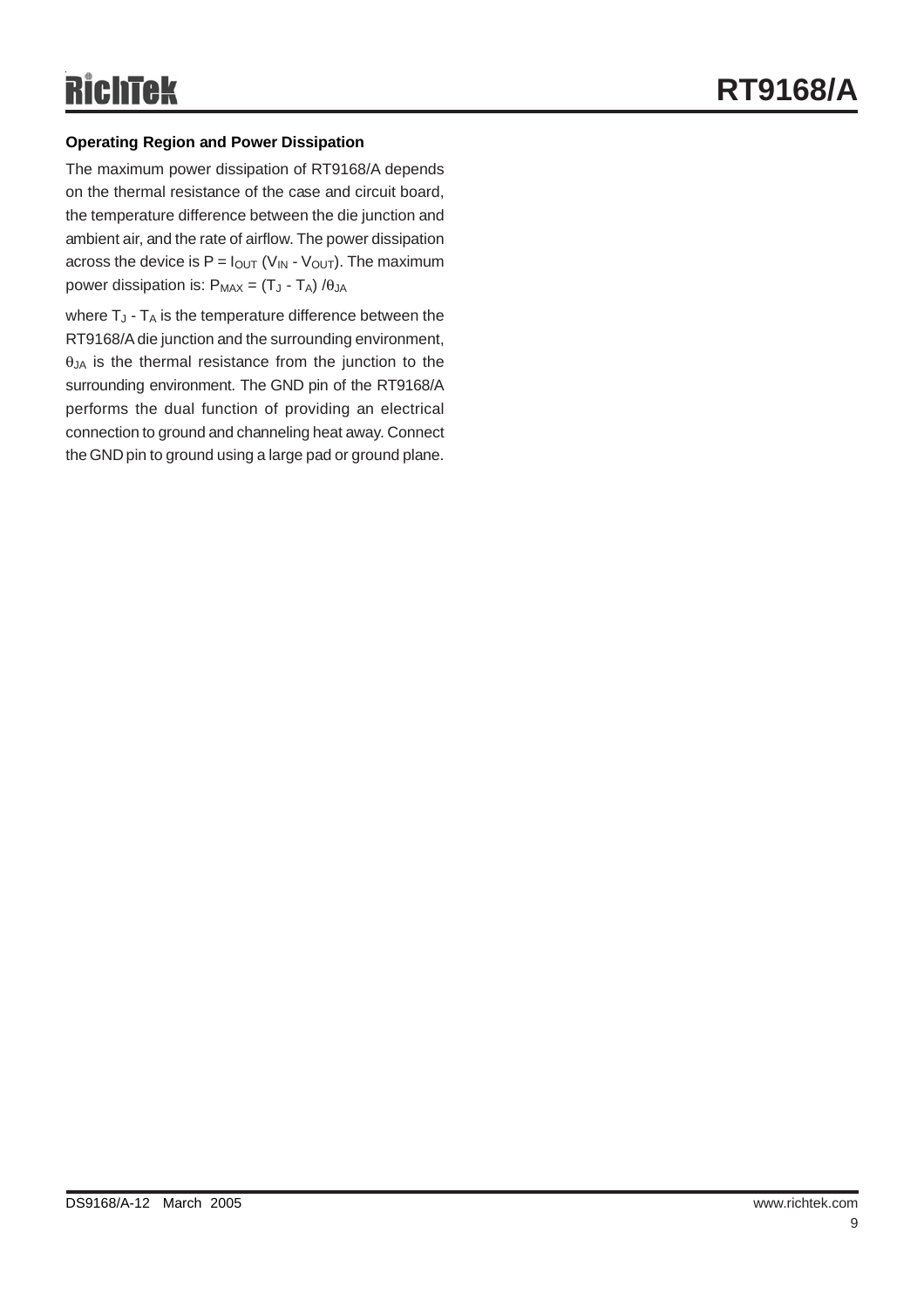### Operating Region and Power Dissipation

The maximum power dissipation of RT9168/A depends on the thermal resistance of the case and circuit board, the temperature difference between the die junction and ambient air, and the rate of airflow. The power dissipation across the device is $P = I_{OUT} (V_{IN} - V_{OUT})$. The maximum power dissipation is: $P_{MAX} = (T_J - T_A) / \theta_{JA}$

where $T_J - T_A$ is the temperature difference between the RT9168/A die junction and the surrounding environment, $\theta_{JA}$ is the thermal resistance from the junction to the surrounding environment. The GND pin of the RT9168/A performs the dual function of providing an electrical connection to ground and channeling heat away. Connect the GND pin to ground using a large pad or ground plane.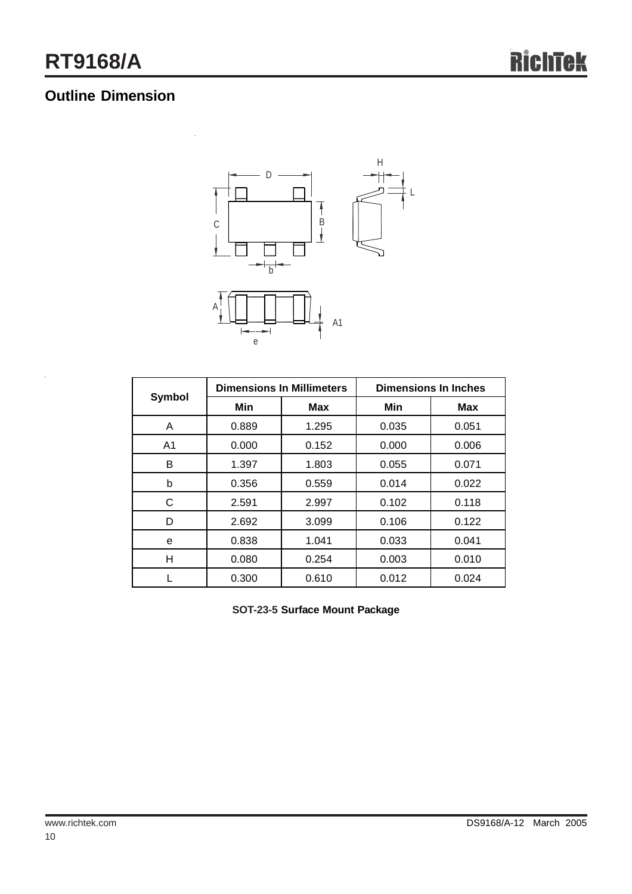## Outline Dimension

| Symbol | Dimensions In Millimeters | | Dimensions In Inches | |
|---|---|---|---|---|
| | Min | Max | Min | Max |
| A | 0.889 | 1.295 | 0.035 | 0.051 |
| A1 | 0.000 | 0.152 | 0.000 | 0.006 |
| B | 1.397 | 1.803 | 0.055 | 0.071 |
| b | 0.356 | 0.559 | 0.014 | 0.022 |
| C | 2.591 | 2.997 | 0.102 | 0.118 |
| D | 2.692 | 3.099 | 0.106 | 0.122 |
| e | 0.838 | 1.041 | 0.033 | 0.041 |
| H | 0.080 | 0.254 | 0.003 | 0.010 |
| L | 0.300 | 0.610 | 0.012 | 0.024 |

**SOT-23-5 Surface Mount Package**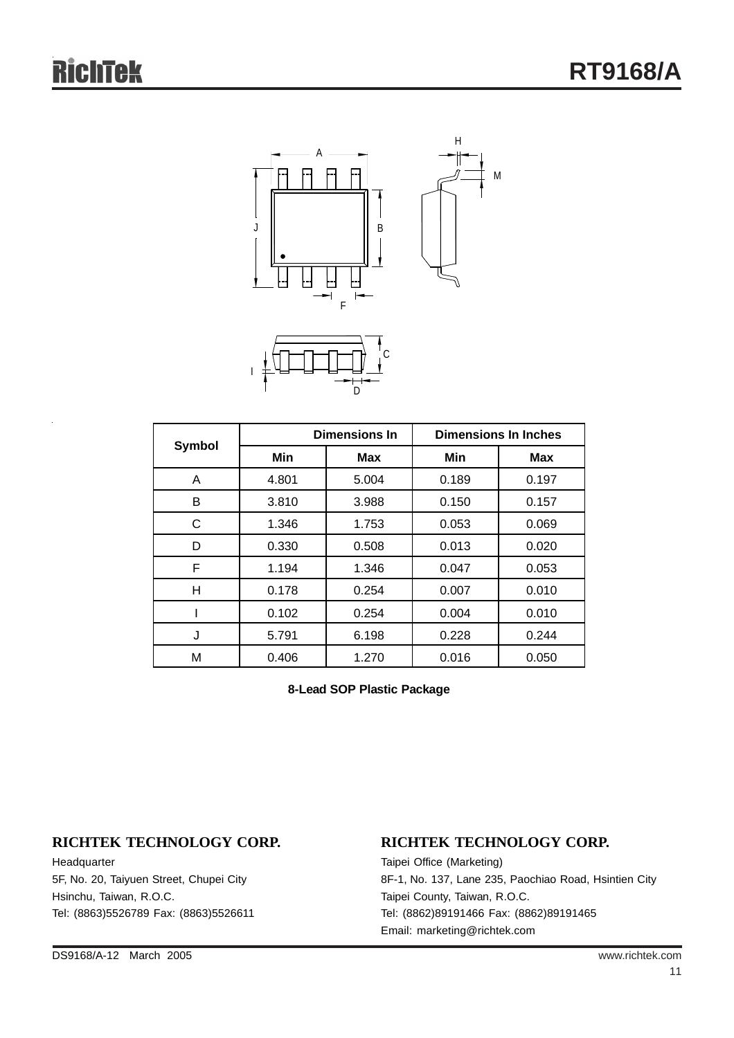A

H

M

J

B

F

C

I

D

| Symbol | Dimensions In | | Dimensions In Inches | |
|---|---|---|---|---|
| | Min | Max | Min | Max |
| A | 4.801 | 5.004 | 0.189 | 0.197 |
| B | 3.810 | 3.988 | 0.150 | 0.157 |
| C | 1.346 | 1.753 | 0.053 | 0.069 |
| D | 0.330 | 0.508 | 0.013 | 0.020 |
| F | 1.194 | 1.346 | 0.047 | 0.053 |
| H | 0.178 | 0.254 | 0.007 | 0.010 |
| I | 0.102 | 0.254 | 0.004 | 0.010 |
| J | 5.791 | 6.198 | 0.228 | 0.244 |
| M | 0.406 | 1.270 | 0.016 | 0.050 |

**8-Lead SOP Plastic Package**

**RICHTEK TECHNOLOGY CORP.**

Headquarter
5F, No. 20, Taiyuen Street, Chupei City
Hsinchu, Taiwan, R.O.C.
Tel: (8863)5526789 Fax: (8863)5526611

**RICHTEK TECHNOLOGY CORP.**

Taipei Office (Marketing)
8F-1, No. 137, Lane 235, Paochiao Road, Hsintien City
Taipei County, Taiwan, R.O.C.
Tel: (8862)89191466 Fax: (8862)89191465
Email: marketing@richtek.com